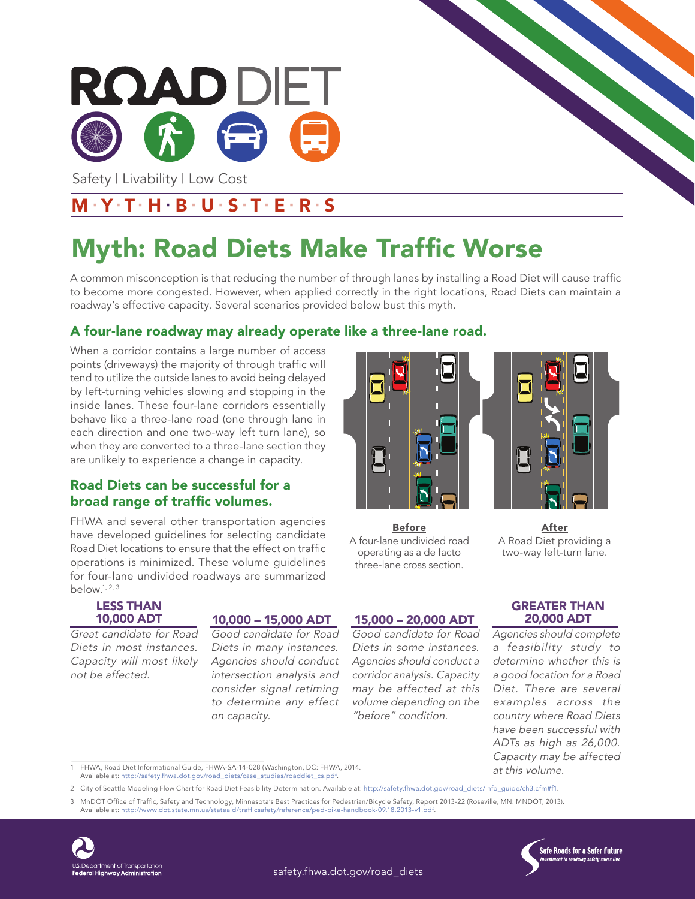# ROAD DIET

Safety | Livability | Low Cost

## M·Y·T·H·B·U·S·T·E·R·S

# Myth: Road Diets Make Traffic Worse

A common misconception is that reducing the number of through lanes by installing a Road Diet will cause traffic to become more congested. However, when applied correctly in the right locations, Road Diets can maintain a roadway's effective capacity. Several scenarios provided below bust this myth.

## A four-lane roadway may already operate like a three-lane road.

When a corridor contains a large number of access points (driveways) the majority of through traffic will tend to utilize the outside lanes to avoid being delayed by left-turning vehicles slowing and stopping in the inside lanes. These four-lane corridors essentially behave like a three-lane road (one through lane in each direction and one two-way left turn lane), so when they are converted to a three-lane section they are unlikely to experience a change in capacity.

**Before**
A four-lane undivided road operating as a de facto three-lane cross section.

**After**
A Road Diet providing a two-way left-turn lane.

## Road Diets can be successful for a broad range of traffic volumes.

FHWA and several other transportation agencies have developed guidelines for selecting candidate Road Diet locations to ensure that the effect on traffic operations is minimized. These volume guidelines for four-lane undivided roadways are summarized below.[1, 2, 3]

| LESS THAN 10,000 ADT | 10,000 – 15,000 ADT | 15,000 – 20,000 ADT | GREATER THAN 20,000 ADT |
|---|---|---|---|
| *Great candidate for Road Diets in most instances. Capacity will most likely not be affected.* | *Good candidate for Road Diets in many instances. Agencies should conduct intersection analysis and consider signal retiming to determine any effect on capacity.* | *Good candidate for Road Diets in some instances. Agencies should conduct a corridor analysis. Capacity may be affected at this volume depending on the "before" condition.* | *Agencies should complete a feasibility study to determine whether this is a good location for a Road Diet. There are several examples across the country where Road Diets have been successful with ADTs as high as 26,000. Capacity may be affected at this volume.* |

1 FHWA, Road Diet Informational Guide, FHWA-SA-14-028 (Washington, DC: FHWA, 2014. Available at: http://safety.fhwa.dot.gov/road_diets/case_studies/roaddiet_cs.pdf.

2 City of Seattle Modeling Flow Chart for Road Diet Feasibility Determination. Available at: http://safety.fhwa.dot.gov/road_diets/info_guide/ch3.cfm#f1.

3 MnDOT Office of Traffic, Safety and Technology, Minnesota's Best Practices for Pedestrian/Bicycle Safety, Report 2013-22 (Roseville, MN: MNDOT, 2013). Available at: http://www.dot.state.mn.us/stateaid/trafficsafety/reference/ped-bike-handbook-09.18.2013-v1.pdf.

U.S. Department of Transportation Federal Highway Administration

safety.fhwa.dot.gov/road_diets

Safe Roads for a Safer Future — Investment in roadway safety saves lives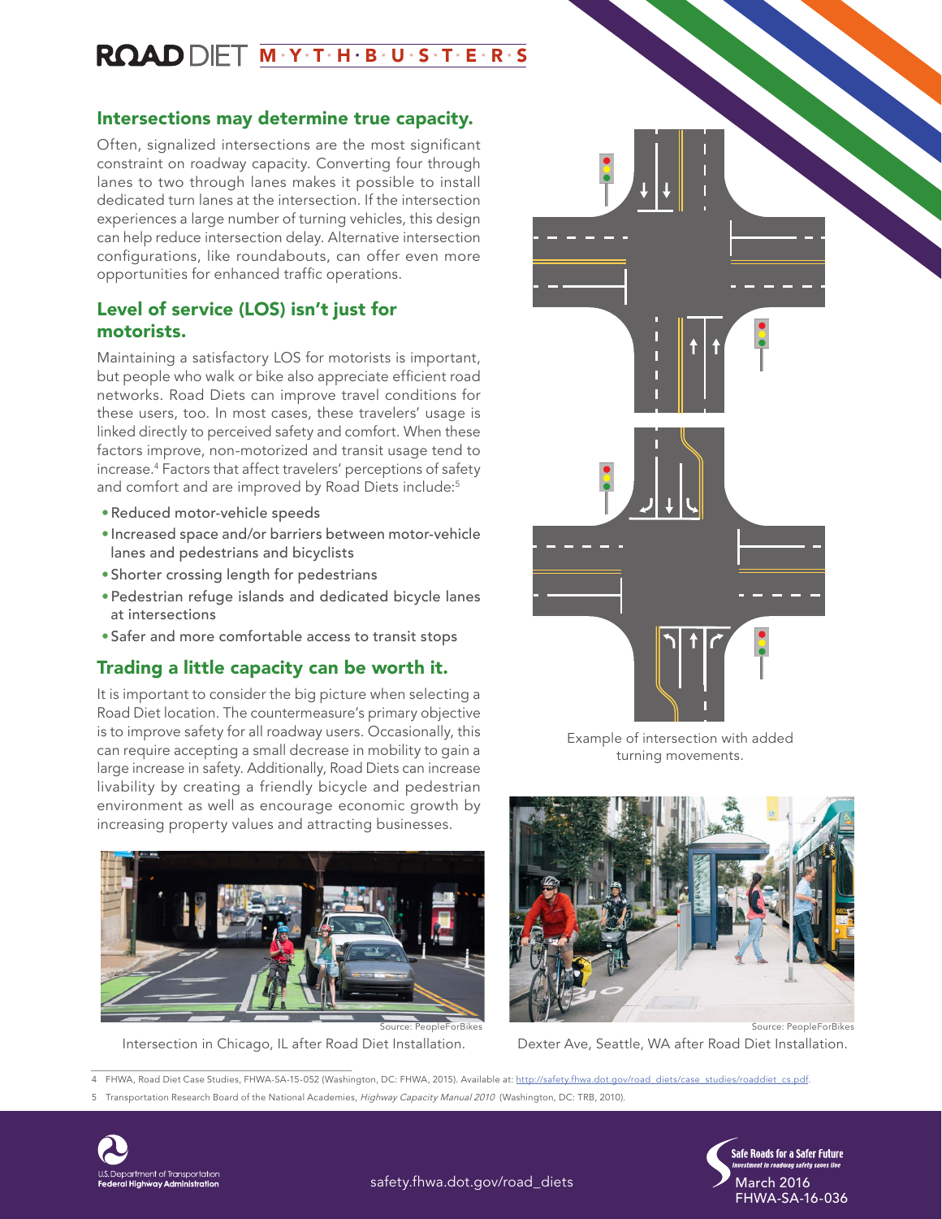## Intersections may determine true capacity.

Often, signalized intersections are the most significant constraint on roadway capacity. Converting four through lanes to two through lanes makes it possible to install dedicated turn lanes at the intersection. If the intersection experiences a large number of turning vehicles, this design can help reduce intersection delay. Alternative intersection configurations, like roundabouts, can offer even more opportunities for enhanced traffic operations.

## Level of service (LOS) isn't just for motorists.

Maintaining a satisfactory LOS for motorists is important, but people who walk or bike also appreciate efficient road networks. Road Diets can improve travel conditions for these users, too. In most cases, these travelers' usage is linked directly to perceived safety and comfort. When these factors improve, non-motorized and transit usage tend to increase.[4] Factors that affect travelers' perceptions of safety and comfort and are improved by Road Diets include:[5]

- Reduced motor-vehicle speeds
- Increased space and/or barriers between motor-vehicle lanes and pedestrians and bicyclists
- Shorter crossing length for pedestrians
- Pedestrian refuge islands and dedicated bicycle lanes at intersections
- Safer and more comfortable access to transit stops

## Trading a little capacity can be worth it.

It is important to consider the big picture when selecting a Road Diet location. The countermeasure's primary objective is to improve safety for all roadway users. Occasionally, this can require accepting a small decrease in mobility to gain a large increase in safety. Additionally, Road Diets can increase livability by creating a friendly bicycle and pedestrian environment as well as encourage economic growth by increasing property values and attracting businesses.

Example of intersection with added turning movements.

Source: PeopleForBikes

Intersection in Chicago, IL after Road Diet Installation.

Source: PeopleForBikes

Dexter Ave, Seattle, WA after Road Diet Installation.

---

4 FHWA, Road Diet Case Studies, FHWA-SA-15-052 (Washington, DC: FHWA, 2015). Available at: http://safety.fhwa.dot.gov/road_diets/case_studies/roaddiet_cs.pdf.

5 Transportation Research Board of the National Academies, *Highway Capacity Manual 2010* (Washington, DC: TRB, 2010).

U.S. Department of Transportation
Federal Highway Administration

safety.fhwa.dot.gov/road_diets

Safe Roads for a Safer Future
Investment in roadway safety saves lives

March 2016
FHWA-SA-16-036